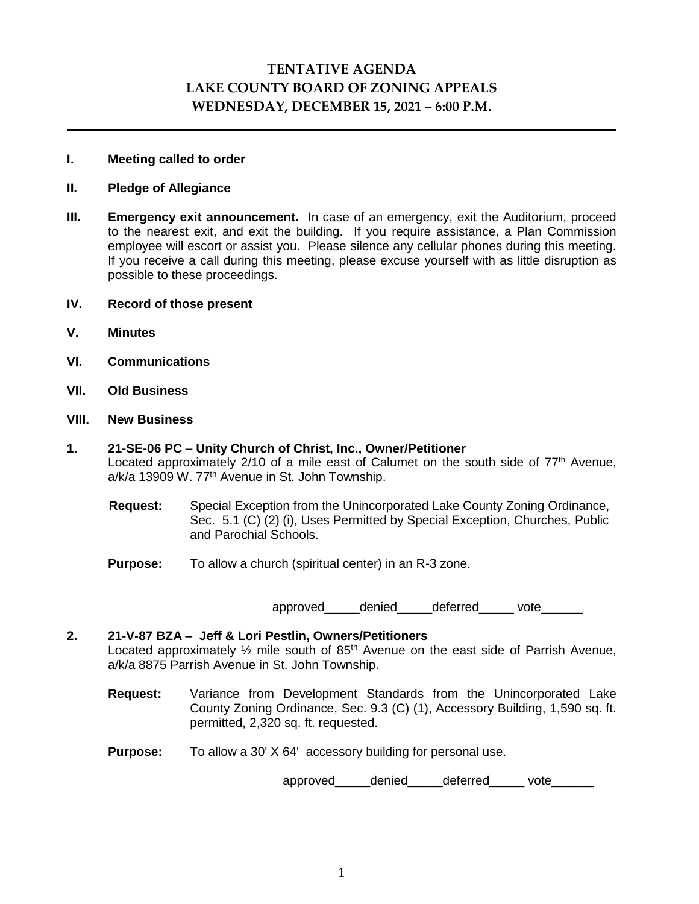# TENTATIVE AGENDA
# LAKE COUNTY BOARD OF ZONING APPEALS
# WEDNESDAY, DECEMBER 15, 2021 – 6:00 P.M.

---

**I. Meeting called to order**

**II. Pledge of Allegiance**

**III. Emergency exit announcement.** In case of an emergency, exit the Auditorium, proceed to the nearest exit, and exit the building. If you require assistance, a Plan Commission employee will escort or assist you. Please silence any cellular phones during this meeting. If you receive a call during this meeting, please excuse yourself with as little disruption as possible to these proceedings.

**IV. Record of those present**

**V. Minutes**

**VI. Communications**

**VII. Old Business**

**VIII. New Business**

**1. 21-SE-06 PC – Unity Church of Christ, Inc., Owner/Petitioner**
Located approximately 2/10 of a mile east of Calumet on the south side of 77th Avenue, a/k/a 13909 W. 77th Avenue in St. John Township.

**Request:** Special Exception from the Unincorporated Lake County Zoning Ordinance, Sec. 5.1 (C) (2) (i), Uses Permitted by Special Exception, Churches, Public and Parochial Schools.

**Purpose:** To allow a church (spiritual center) in an R-3 zone.

approved_____denied_____deferred_____ vote______

**2. 21-V-87 BZA – Jeff & Lori Pestlin, Owners/Petitioners**
Located approximately ½ mile south of 85th Avenue on the east side of Parrish Avenue, a/k/a 8875 Parrish Avenue in St. John Township.

**Request:** Variance from Development Standards from the Unincorporated Lake County Zoning Ordinance, Sec. 9.3 (C) (1), Accessory Building, 1,590 sq. ft. permitted, 2,320 sq. ft. requested.

**Purpose:** To allow a 30' X 64' accessory building for personal use.

approved_____denied_____deferred_____ vote______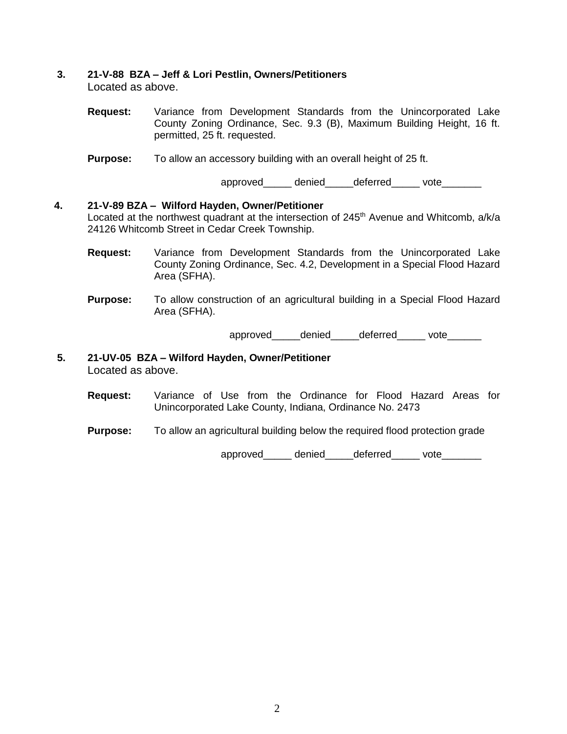**3. 21-V-88 BZA – Jeff & Lori Pestlin, Owners/Petitioners**
Located as above.

**Request:** Variance from Development Standards from the Unincorporated Lake County Zoning Ordinance, Sec. 9.3 (B), Maximum Building Height, 16 ft. permitted, 25 ft. requested.

**Purpose:** To allow an accessory building with an overall height of 25 ft.

approved_____ denied_____deferred_____ vote_______

**4. 21-V-89 BZA – Wilford Hayden, Owner/Petitioner**
Located at the northwest quadrant at the intersection of 245th Avenue and Whitcomb, a/k/a 24126 Whitcomb Street in Cedar Creek Township.

**Request:** Variance from Development Standards from the Unincorporated Lake County Zoning Ordinance, Sec. 4.2, Development in a Special Flood Hazard Area (SFHA).

**Purpose:** To allow construction of an agricultural building in a Special Flood Hazard Area (SFHA).

approved_____denied_____deferred_____ vote______

**5. 21-UV-05 BZA – Wilford Hayden, Owner/Petitioner**
Located as above.

**Request:** Variance of Use from the Ordinance for Flood Hazard Areas for Unincorporated Lake County, Indiana, Ordinance No. 2473

**Purpose:** To allow an agricultural building below the required flood protection grade

approved_____ denied_____deferred_____ vote_______